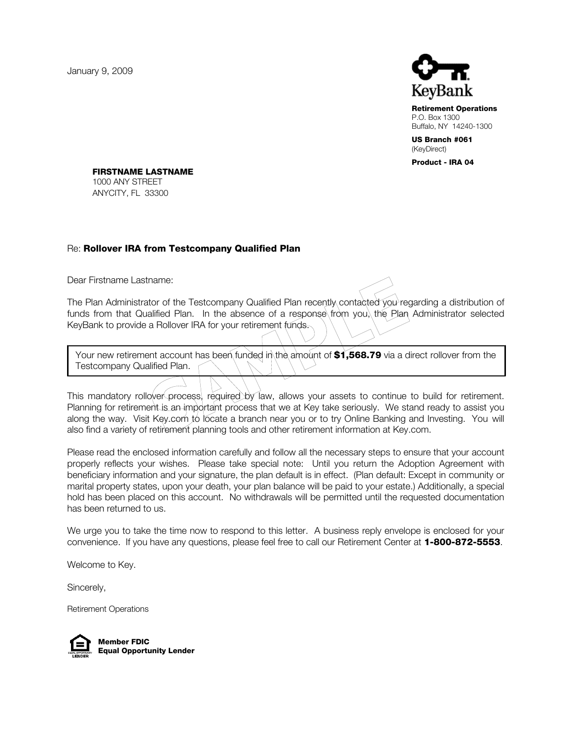January 9, 2009

KeyBank

**Retirement Operations**
P.O. Box 1300
Buffalo, NY 14240-1300

**US Branch #061**
(KeyDirect)

**Product - IRA 04**

**FIRSTNAME LASTNAME**
1000 ANY STREET
ANYCITY, FL 33300

Re: **Rollover IRA from Testcompany Qualified Plan**

Dear Firstname Lastname:

The Plan Administrator of the Testcompany Qualified Plan recently contacted you regarding a distribution of funds from that Qualified Plan. In the absence of a response from you, the Plan Administrator selected KeyBank to provide a Rollover IRA for your retirement funds.

> Your new retirement account has been funded in the amount of **$1,568.79** via a direct rollover from the Testcompany Qualified Plan.

This mandatory rollover process, required by law, allows your assets to continue to build for retirement. Planning for retirement is an important process that we at Key take seriously. We stand ready to assist you along the way. Visit Key.com to locate a branch near you or to try Online Banking and Investing. You will also find a variety of retirement planning tools and other retirement information at Key.com.

Please read the enclosed information carefully and follow all the necessary steps to ensure that your account properly reflects your wishes. Please take special note: Until you return the Adoption Agreement with beneficiary information and your signature, the plan default is in effect. (Plan default: Except in community or marital property states, upon your death, your plan balance will be paid to your estate.) Additionally, a special hold has been placed on this account. No withdrawals will be permitted until the requested documentation has been returned to us.

We urge you to take the time now to respond to this letter. A business reply envelope is enclosed for your convenience. If you have any questions, please feel free to call our Retirement Center at **1-800-872-5553**.

Welcome to Key.

Sincerely,

Retirement Operations

**Member FDIC**
**Equal Opportunity Lender**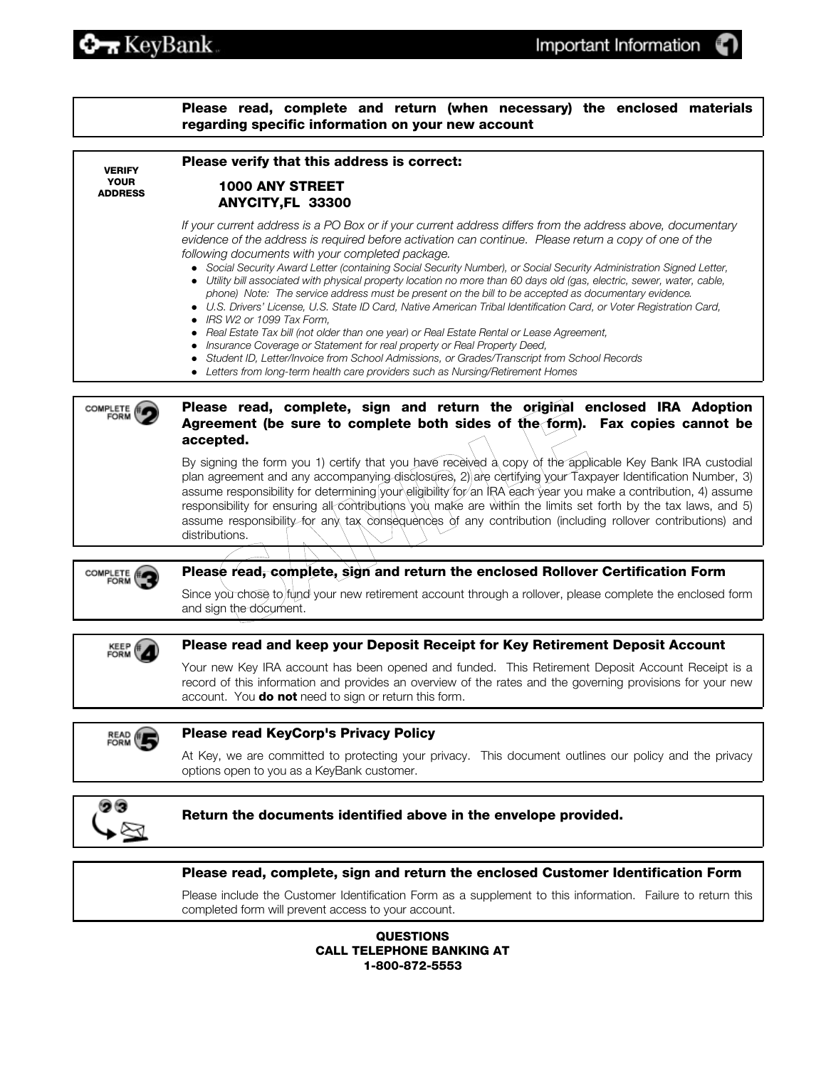**KeyBank** — Important Information

**Please read, complete and return (when necessary) the enclosed materials regarding specific information on your new account**

---

**VERIFY YOUR ADDRESS**

**Please verify that this address is correct:**

**1000 ANY STREET**
**ANYCITY,FL 33300**

*If your current address is a PO Box or if your current address differs from the address above, documentary evidence of the address is required before activation can continue. Please return a copy of one of the following documents with your completed package.*

- *Social Security Award Letter (containing Social Security Number), or Social Security Administration Signed Letter,*
- *Utility bill associated with physical property location no more than 60 days old (gas, electric, sewer, water, cable, phone) Note: The service address must be present on the bill to be accepted as documentary evidence.*
- *U.S. Drivers' License, U.S. State ID Card, Native American Tribal Identification Card, or Voter Registration Card,*
- *IRS W2 or 1099 Tax Form,*
- *Real Estate Tax bill (not older than one year) or Real Estate Rental or Lease Agreement,*
- *Insurance Coverage or Statement for real property or Real Property Deed,*
- *Student ID, Letter/Invoice from School Admissions, or Grades/Transcript from School Records*
- *Letters from long-term health care providers such as Nursing/Retirement Homes*

---

**COMPLETE FORM #2**

**Please read, complete, sign and return the original enclosed IRA Adoption Agreement (be sure to complete both sides of the form). Fax copies cannot be accepted.**

By signing the form you 1) certify that you have received a copy of the applicable Key Bank IRA custodial plan agreement and any accompanying disclosures, 2) are certifying your Taxpayer Identification Number, 3) assume responsibility for determining your eligibility for an IRA each year you make a contribution, 4) assume responsibility for ensuring all contributions you make are within the limits set forth by the tax laws, and 5) assume responsibility for any tax consequences of any contribution (including rollover contributions) and distributions.

---

**COMPLETE FORM #3**

**Please read, complete, sign and return the enclosed Rollover Certification Form**

Since you chose to fund your new retirement account through a rollover, please complete the enclosed form and sign the document.

---

**KEEP FORM #4**

**Please read and keep your Deposit Receipt for Key Retirement Deposit Account**

Your new Key IRA account has been opened and funded. This Retirement Deposit Account Receipt is a record of this information and provides an overview of the rates and the governing provisions for your new account. You **do not** need to sign or return this form.

---

**READ FORM #5**

**Please read KeyCorp's Privacy Policy**

At Key, we are committed to protecting your privacy. This document outlines our policy and the privacy options open to you as a KeyBank customer.

---

**Return the documents identified above in the envelope provided.**

---

**Please read, complete, sign and return the enclosed Customer Identification Form**

Please include the Customer Identification Form as a supplement to this information. Failure to return this completed form will prevent access to your account.

---

**QUESTIONS**
**CALL TELEPHONE BANKING AT**
**1-800-872-5553**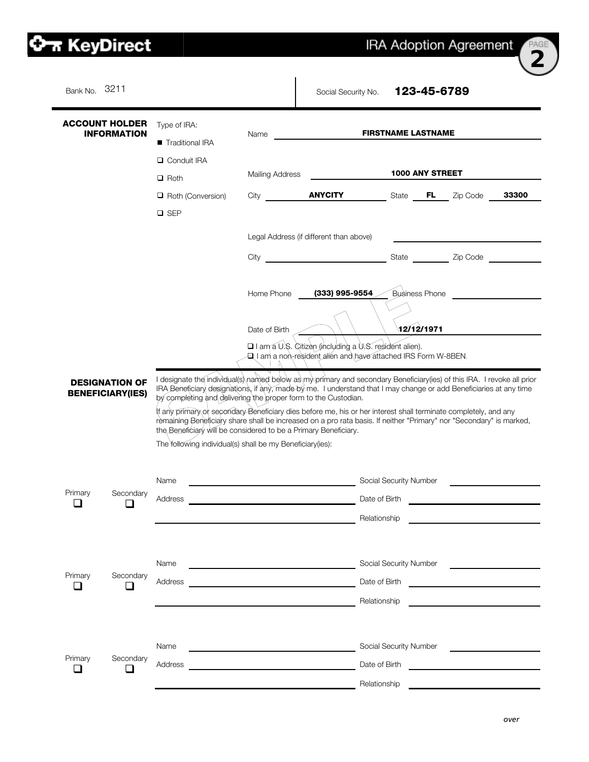# KeyDirect — IRA Adoption Agreement

Bank No. 3211

Social Security No. **123-45-6789**

## ACCOUNT HOLDER INFORMATION

Type of IRA:

- ■ Traditional IRA
- ☐ Conduit IRA
- ☐ Roth
- ☐ Roth (Conversion)
- ☐ SEP

Name: **FIRSTNAME LASTNAME**

Mailing Address: **1000 ANY STREET**

City: **ANYCITY** State: **FL** Zip Code: **33300**

Legal Address (if different than above): ____________

City: ____________ State: ______ Zip Code: ______

Home Phone: **(333) 995-9554** Business Phone: ____________

Date of Birth: **12/12/1971**

☐ I am a U.S. Citizen (including a U.S. resident alien).
☐ I am a non-resident alien and have attached IRS Form W-8BEN.

SAMPLE

## DESIGNATION OF BENEFICIARY(IES)

I designate the individual(s) named below as my primary and secondary Beneficiary(ies) of this IRA. I revoke all prior IRA Beneficiary designations, if any, made by me. I understand that I may change or add Beneficiaries at any time by completing and delivering the proper form to the Custodian.

If any primary or secondary Beneficiary dies before me, his or her interest shall terminate completely, and any remaining Beneficiary share shall be increased on a pro rata basis. If neither "Primary" nor "Secondary" is marked, the Beneficiary will be considered to be a Primary Beneficiary.

The following individual(s) shall be my Beneficiary(ies):

Primary ☐ Secondary ☐

Name: ____________ Social Security Number: ____________

Address: ____________ Date of Birth: ____________

____________ Relationship: ____________

Primary ☐ Secondary ☐

Name: ____________ Social Security Number: ____________

Address: ____________ Date of Birth: ____________

____________ Relationship: ____________

Primary ☐ Secondary ☐

Name: ____________ Social Security Number: ____________

Address: ____________ Date of Birth: ____________

____________ Relationship: ____________

*over*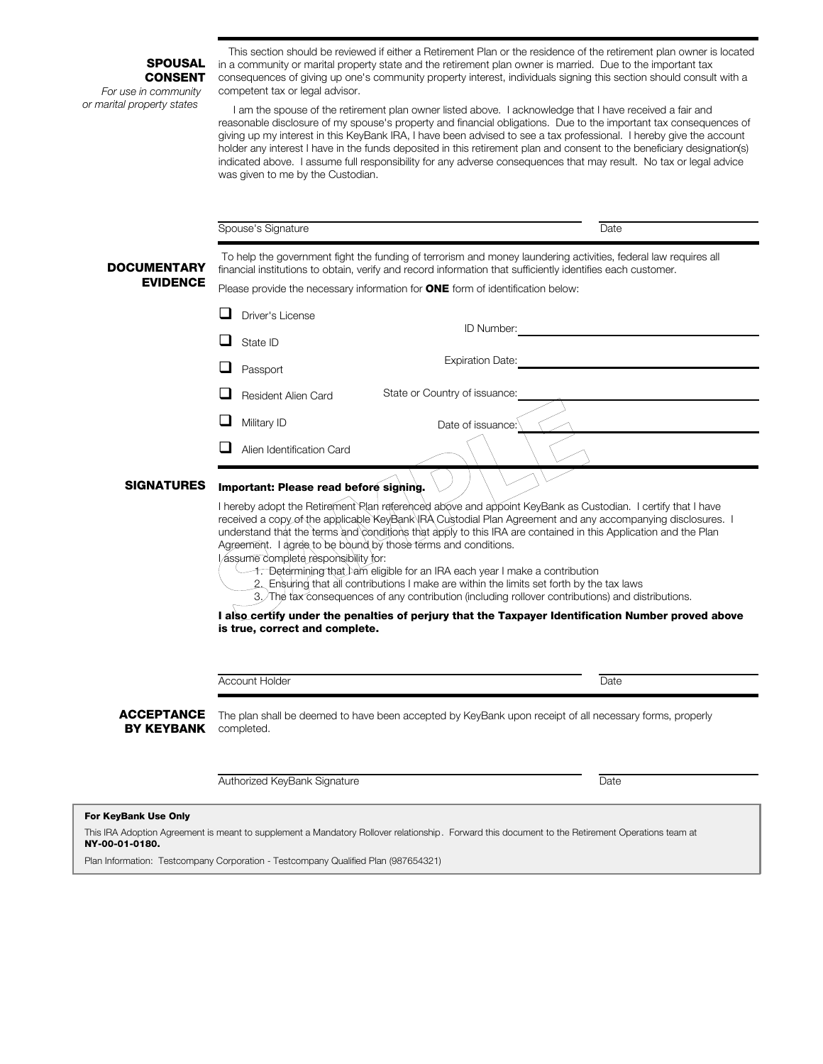## SPOUSAL CONSENT

*For use in community or marital property states*

This section should be reviewed if either a Retirement Plan or the residence of the retirement plan owner is located in a community or marital property state and the retirement plan owner is married. Due to the important tax consequences of giving up one's community property interest, individuals signing this section should consult with a competent tax or legal advisor.

I am the spouse of the retirement plan owner listed above. I acknowledge that I have received a fair and reasonable disclosure of my spouse's property and financial obligations. Due to the important tax consequences of giving up my interest in this KeyBank IRA, I have been advised to see a tax professional. I hereby give the account holder any interest I have in the funds deposited in this retirement plan and consent to the beneficiary designation(s) indicated above. I assume full responsibility for any adverse consequences that may result. No tax or legal advice was given to me by the Custodian.

Spouse's Signature ____________________ Date ____________

## DOCUMENTARY EVIDENCE

To help the government fight the funding of terrorism and money laundering activities, federal law requires all financial institutions to obtain, verify and record information that sufficiently identifies each customer.

Please provide the necessary information for **ONE** form of identification below:

- ☐ Driver's License
- ☐ State ID
- ☐ Passport
- ☐ Resident Alien Card
- ☐ Military ID
- ☐ Alien Identification Card

ID Number: ____________________

Expiration Date: ____________________

State or Country of issuance: ____________________

Date of issuance: ____________________

## SIGNATURES

**Important: Please read before signing.**

I hereby adopt the Retirement Plan referenced above and appoint KeyBank as Custodian. I certify that I have received a copy of the applicable KeyBank IRA Custodial Plan Agreement and any accompanying disclosures. I understand that the terms and conditions that apply to this IRA are contained in this Application and the Plan Agreement. I agree to be bound by those terms and conditions.

I assume complete responsibility for:

1. Determining that I am eligible for an IRA each year I make a contribution
2. Ensuring that all contributions I make are within the limits set forth by the tax laws
3. The tax consequences of any contribution (including rollover contributions) and distributions.

**I also certify under the penalties of perjury that the Taxpayer Identification Number proved above is true, correct and complete.**

Account Holder ____________________ Date ____________

## ACCEPTANCE BY KEYBANK

The plan shall be deemed to have been accepted by KeyBank upon receipt of all necessary forms, properly completed.

Authorized KeyBank Signature ____________________ Date ____________

---

**For KeyBank Use Only**

This IRA Adoption Agreement is meant to supplement a Mandatory Rollover relationship. Forward this document to the Retirement Operations team at **NY-00-01-0180.**

Plan Information: Testcompany Corporation - Testcompany Qualified Plan (987654321)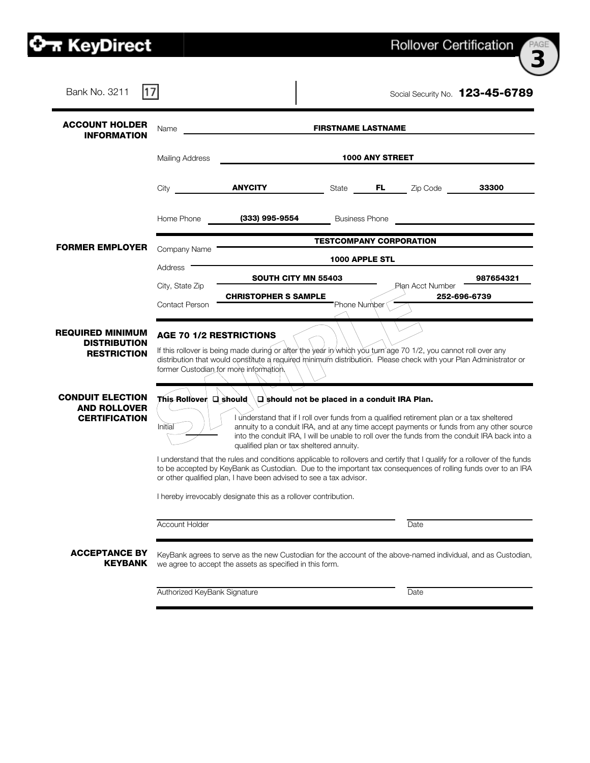**KeyDirect** — Rollover Certification

Bank No. 3211 | 17 | Social Security No. **123-45-6789**

## ACCOUNT HOLDER INFORMATION

Name: **FIRSTNAME LASTNAME**

Mailing Address: **1000 ANY STREET**

City: **ANYCITY** State: **FL** Zip Code: **33300**

Home Phone: **(333) 995-9554** Business Phone: ____________

## FORMER EMPLOYER

Company Name: **TESTCOMPANY CORPORATION**

Address: **1000 APPLE STL**

City, State Zip: **SOUTH CITY MN 55403** Plan Acct Number: **987654321**

Contact Person: **CHRISTOPHER S SAMPLE** Phone Number: **252-696-6739**

## REQUIRED MINIMUM DISTRIBUTION RESTRICTION

**AGE 70 1/2 RESTRICTIONS**

If this rollover is being made during or after the year in which you turn age 70 1/2, you cannot roll over any distribution that would constitute a required minimum distribution. Please check with your Plan Administrator or former Custodian for more information.

## CONDUIT ELECTION AND ROLLOVER CERTIFICATION

**This Rollover ☐ should ☐ should not be placed in a conduit IRA Plan.**

Initial ________ I understand that if I roll over funds from a qualified retirement plan or a tax sheltered annuity to a conduit IRA, and at any time accept payments or funds from any other source into the conduit IRA, I will be unable to roll over the funds from the conduit IRA back into a qualified plan or tax sheltered annuity.

I understand that the rules and conditions applicable to rollovers and certify that I qualify for a rollover of the funds to be accepted by KeyBank as Custodian. Due to the important tax consequences of rolling funds over to an IRA or other qualified plan, I have been advised to see a tax advisor.

I hereby irrevocably designate this as a rollover contribution.

Account Holder ______________________ Date ____________

## ACCEPTANCE BY KEYBANK

KeyBank agrees to serve as the new Custodian for the account of the above-named individual, and as Custodian, we agree to accept the assets as specified in this form.

Authorized KeyBank Signature ______________________ Date ____________

SAMPLE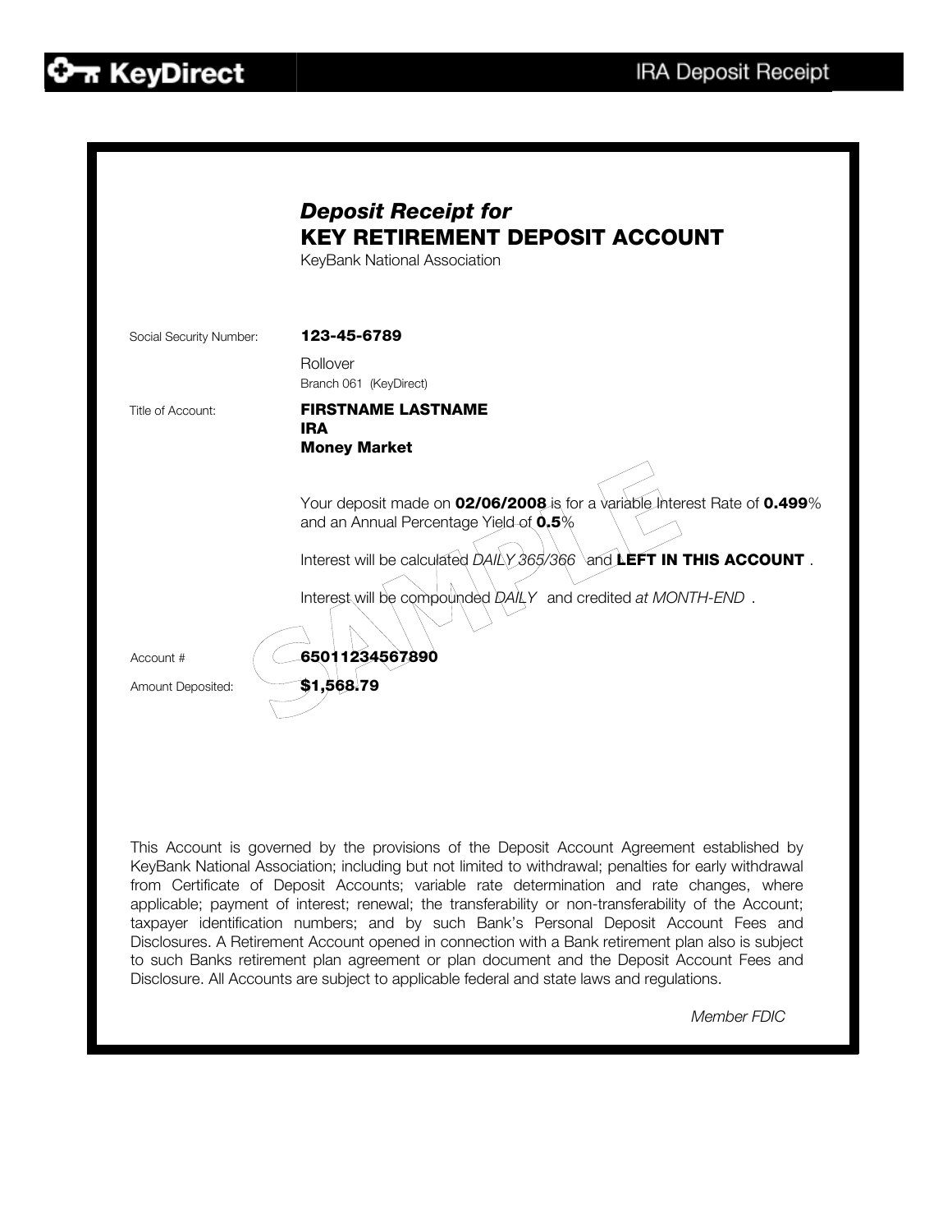**KeyDirect** | IRA Deposit Receipt

## *Deposit Receipt for*
## KEY RETIREMENT DEPOSIT ACCOUNT

KeyBank National Association

Social Security Number: **123-45-6789**

Rollover
Branch 061 (KeyDirect)

Title of Account: **FIRSTNAME LASTNAME**
**IRA**
**Money Market**

Your deposit made on **02/06/2008** is for a variable Interest Rate of **0.499**% and an Annual Percentage Yield of **0.5**%

Interest will be calculated *DAILY 365/366* and **LEFT IN THIS ACCOUNT** .

Interest will be compounded *DAILY* and credited *at MONTH-END* .

SAMPLE

Account # **65011234567890**

Amount Deposited: **$1,568.79**

This Account is governed by the provisions of the Deposit Account Agreement established by KeyBank National Association; including but not limited to withdrawal; penalties for early withdrawal from Certificate of Deposit Accounts; variable rate determination and rate changes, where applicable; payment of interest; renewal; the transferability or non-transferability of the Account; taxpayer identification numbers; and by such Bank's Personal Deposit Account Fees and Disclosures. A Retirement Account opened in connection with a Bank retirement plan also is subject to such Banks retirement plan agreement or plan document and the Deposit Account Fees and Disclosure. All Accounts are subject to applicable federal and state laws and regulations.

*Member FDIC*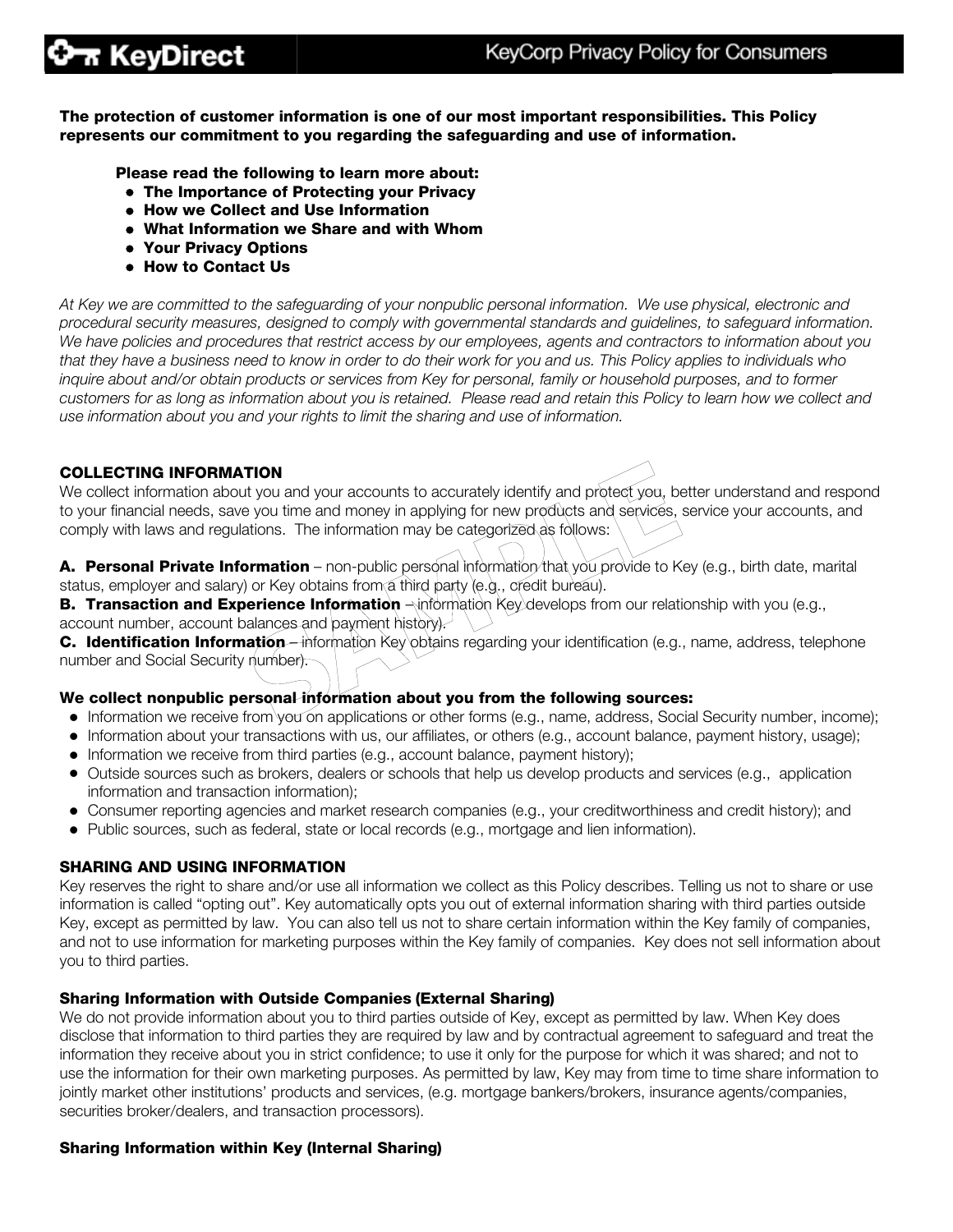**The protection of customer information is one of our most important responsibilities. This Policy represents our commitment to you regarding the safeguarding and use of information.**

**Please read the following to learn more about:**

- **The Importance of Protecting your Privacy**
- **How we Collect and Use Information**
- **What Information we Share and with Whom**
- **Your Privacy Options**
- **How to Contact Us**

*At Key we are committed to the safeguarding of your nonpublic personal information. We use physical, electronic and procedural security measures, designed to comply with governmental standards and guidelines, to safeguard information. We have policies and procedures that restrict access by our employees, agents and contractors to information about you that they have a business need to know in order to do their work for you and us. This Policy applies to individuals who inquire about and/or obtain products or services from Key for personal, family or household purposes, and to former customers for as long as information about you is retained. Please read and retain this Policy to learn how we collect and use information about you and your rights to limit the sharing and use of information.*

## COLLECTING INFORMATION

We collect information about you and your accounts to accurately identify and protect you, better understand and respond to your financial needs, save you time and money in applying for new products and services, service your accounts, and comply with laws and regulations. The information may be categorized as follows:

**A. Personal Private Information** – non-public personal information that you provide to Key (e.g., birth date, marital status, employer and salary) or Key obtains from a third party (e.g., credit bureau).
**B. Transaction and Experience Information** – information Key develops from our relationship with you (e.g., account number, account balances and payment history).
**C. Identification Information** – information Key obtains regarding your identification (e.g., name, address, telephone number and Social Security number).

**We collect nonpublic personal information about you from the following sources:**

- Information we receive from you on applications or other forms (e.g., name, address, Social Security number, income);
- Information about your transactions with us, our affiliates, or others (e.g., account balance, payment history, usage);
- Information we receive from third parties (e.g., account balance, payment history);
- Outside sources such as brokers, dealers or schools that help us develop products and services (e.g., application information and transaction information);
- Consumer reporting agencies and market research companies (e.g., your creditworthiness and credit history); and
- Public sources, such as federal, state or local records (e.g., mortgage and lien information).

## SHARING AND USING INFORMATION

Key reserves the right to share and/or use all information we collect as this Policy describes. Telling us not to share or use information is called "opting out". Key automatically opts you out of external information sharing with third parties outside Key, except as permitted by law. You can also tell us not to share certain information within the Key family of companies, and not to use information for marketing purposes within the Key family of companies. Key does not sell information about you to third parties.

### Sharing Information with Outside Companies (External Sharing)

We do not provide information about you to third parties outside of Key, except as permitted by law. When Key does disclose that information to third parties they are required by law and by contractual agreement to safeguard and treat the information they receive about you in strict confidence; to use it only for the purpose for which it was shared; and not to use the information for their own marketing purposes. As permitted by law, Key may from time to time share information to jointly market other institutions' products and services, (e.g. mortgage bankers/brokers, insurance agents/companies, securities broker/dealers, and transaction processors).

### Sharing Information within Key (Internal Sharing)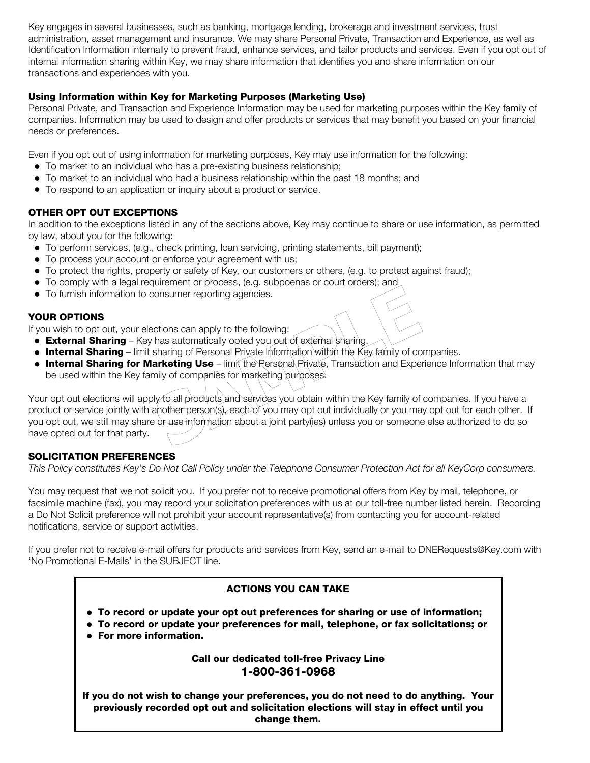Key engages in several businesses, such as banking, mortgage lending, brokerage and investment services, trust administration, asset management and insurance. We may share Personal Private, Transaction and Experience, as well as Identification Information internally to prevent fraud, enhance services, and tailor products and services. Even if you opt out of internal information sharing within Key, we may share information that identifies you and share information on our transactions and experiences with you.

### Using Information within Key for Marketing Purposes (Marketing Use)

Personal Private, and Transaction and Experience Information may be used for marketing purposes within the Key family of companies. Information may be used to design and offer products or services that may benefit you based on your financial needs or preferences.

Even if you opt out of using information for marketing purposes, Key may use information for the following:

- To market to an individual who has a pre-existing business relationship;
- To market to an individual who had a business relationship within the past 18 months; and
- To respond to an application or inquiry about a product or service.

### OTHER OPT OUT EXCEPTIONS

In addition to the exceptions listed in any of the sections above, Key may continue to share or use information, as permitted by law, about you for the following:

- To perform services, (e.g., check printing, loan servicing, printing statements, bill payment);
- To process your account or enforce your agreement with us;
- To protect the rights, property or safety of Key, our customers or others, (e.g. to protect against fraud);
- To comply with a legal requirement or process, (e.g. subpoenas or court orders); and
- To furnish information to consumer reporting agencies.

### YOUR OPTIONS

If you wish to opt out, your elections can apply to the following:

- **External Sharing** – Key has automatically opted you out of external sharing.
- **Internal Sharing** – limit sharing of Personal Private Information within the Key family of companies.
- **Internal Sharing for Marketing Use** – limit the Personal Private, Transaction and Experience Information that may be used within the Key family of companies for marketing purposes.

Your opt out elections will apply to all products and services you obtain within the Key family of companies. If you have a product or service jointly with another person(s), each of you may opt out individually or you may opt out for each other. If you opt out, we still may share or use information about a joint party(ies) unless you or someone else authorized to do so have opted out for that party.

### SOLICITATION PREFERENCES

*This Policy constitutes Key's Do Not Call Policy under the Telephone Consumer Protection Act for all KeyCorp consumers.*

You may request that we not solicit you. If you prefer not to receive promotional offers from Key by mail, telephone, or facsimile machine (fax), you may record your solicitation preferences with us at our toll-free number listed herein. Recording a Do Not Solicit preference will not prohibit your account representative(s) from contacting you for account-related notifications, service or support activities.

If you prefer not to receive e-mail offers for products and services from Key, send an e-mail to DNERequests@Key.com with 'No Promotional E-Mails' in the SUBJECT line.

**ACTIONS YOU CAN TAKE**

- **To record or update your opt out preferences for sharing or use of information;**
- **To record or update your preferences for mail, telephone, or fax solicitations; or**
- **For more information.**

**Call our dedicated toll-free Privacy Line**

**1-800-361-0968**

**If you do not wish to change your preferences, you do not need to do anything. Your previously recorded opt out and solicitation elections will stay in effect until you change them.**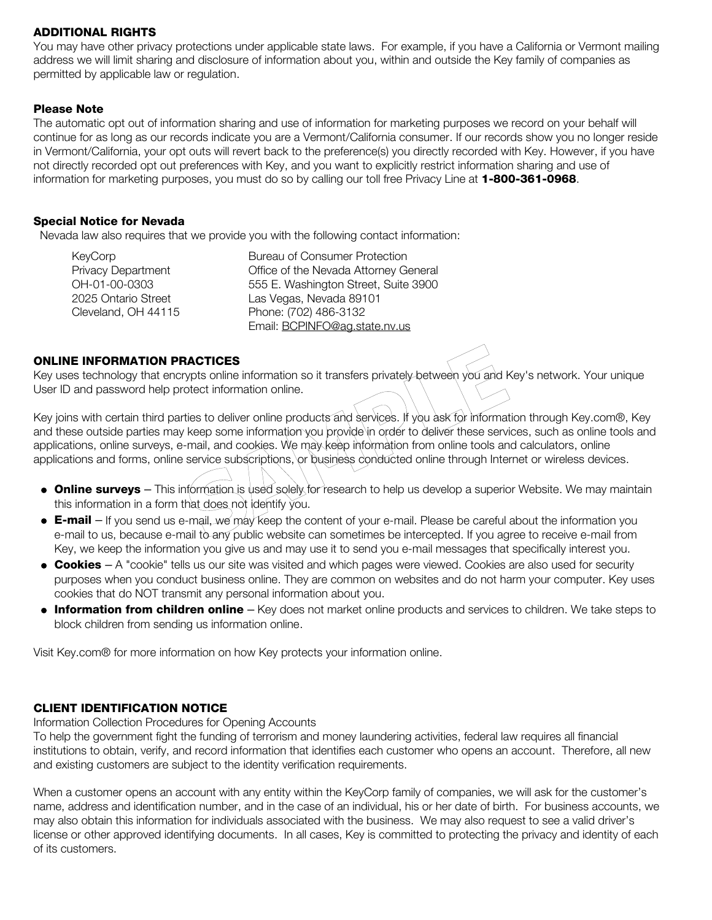## ADDITIONAL RIGHTS

You may have other privacy protections under applicable state laws. For example, if you have a California or Vermont mailing address we will limit sharing and disclosure of information about you, within and outside the Key family of companies as permitted by applicable law or regulation.

### Please Note

The automatic opt out of information sharing and use of information for marketing purposes we record on your behalf will continue for as long as our records indicate you are a Vermont/California consumer. If our records show you no longer reside in Vermont/California, your opt outs will revert back to the preference(s) you directly recorded with Key. However, if you have not directly recorded opt out preferences with Key, and you want to explicitly restrict information sharing and use of information for marketing purposes, you must do so by calling our toll free Privacy Line at **1-800-361-0968**.

### Special Notice for Nevada

Nevada law also requires that we provide you with the following contact information:

| | |
|---|---|
| KeyCorp | Bureau of Consumer Protection |
| Privacy Department | Office of the Nevada Attorney General |
| OH-01-00-0303 | 555 E. Washington Street, Suite 3900 |
| 2025 Ontario Street | Las Vegas, Nevada 89101 |
| Cleveland, OH 44115 | Phone: (702) 486-3132 |
| | Email: BCPINFO@ag.state.nv.us |

## ONLINE INFORMATION PRACTICES

Key uses technology that encrypts online information so it transfers privately between you and Key's network. Your unique User ID and password help protect information online.

Key joins with certain third parties to deliver online products and services. If you ask for information through Key.com®, Key and these outside parties may keep some information you provide in order to deliver these services, such as online tools and applications, online surveys, e-mail, and cookies. We may keep information from online tools and calculators, online applications and forms, online service subscriptions, or business conducted online through Internet or wireless devices.

- **Online surveys** – This information is used solely for research to help us develop a superior Website. We may maintain this information in a form that does not identify you.
- **E-mail** – If you send us e-mail, we may keep the content of your e-mail. Please be careful about the information you e-mail to us, because e-mail to any public website can sometimes be intercepted. If you agree to receive e-mail from Key, we keep the information you give us and may use it to send you e-mail messages that specifically interest you.
- **Cookies** – A "cookie" tells us our site was visited and which pages were viewed. Cookies are also used for security purposes when you conduct business online. They are common on websites and do not harm your computer. Key uses cookies that do NOT transmit any personal information about you.
- **Information from children online** – Key does not market online products and services to children. We take steps to block children from sending us information online.

Visit Key.com® for more information on how Key protects your information online.

## CLIENT IDENTIFICATION NOTICE

Information Collection Procedures for Opening Accounts

To help the government fight the funding of terrorism and money laundering activities, federal law requires all financial institutions to obtain, verify, and record information that identifies each customer who opens an account. Therefore, all new and existing customers are subject to the identity verification requirements.

When a customer opens an account with any entity within the KeyCorp family of companies, we will ask for the customer's name, address and identification number, and in the case of an individual, his or her date of birth. For business accounts, we may also obtain this information for individuals associated with the business. We may also request to see a valid driver's license or other approved identifying documents. In all cases, Key is committed to protecting the privacy and identity of each of its customers.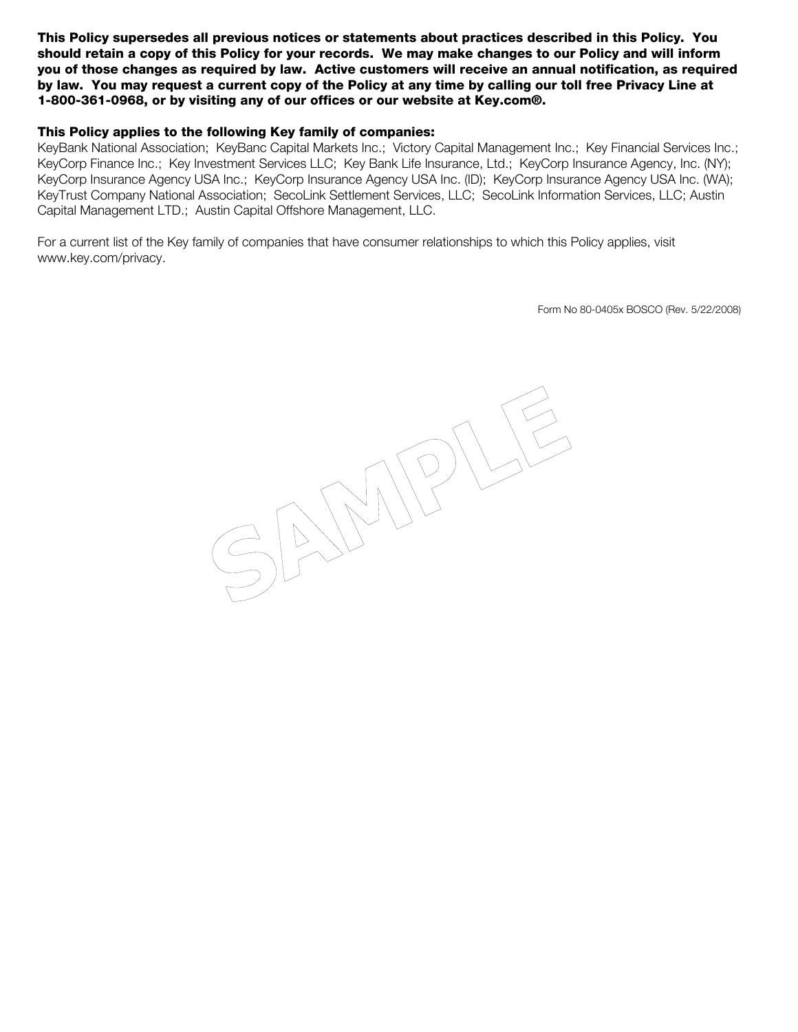**This Policy supersedes all previous notices or statements about practices described in this Policy. You should retain a copy of this Policy for your records. We may make changes to our Policy and will inform you of those changes as required by law. Active customers will receive an annual notification, as required by law. You may request a current copy of the Policy at any time by calling our toll free Privacy Line at 1-800-361-0968, or by visiting any of our offices or our website at Key.com®.**

**This Policy applies to the following Key family of companies:**

KeyBank National Association; KeyBanc Capital Markets Inc.; Victory Capital Management Inc.; Key Financial Services Inc.; KeyCorp Finance Inc.; Key Investment Services LLC; Key Bank Life Insurance, Ltd.; KeyCorp Insurance Agency, Inc. (NY); KeyCorp Insurance Agency USA Inc.; KeyCorp Insurance Agency USA Inc. (ID); KeyCorp Insurance Agency USA Inc. (WA); KeyTrust Company National Association; SecoLink Settlement Services, LLC; SecoLink Information Services, LLC; Austin Capital Management LTD.; Austin Capital Offshore Management, LLC.

For a current list of the Key family of companies that have consumer relationships to which this Policy applies, visit www.key.com/privacy.

Form No 80-0405x BOSCO (Rev. 5/22/2008)

SAMPLE